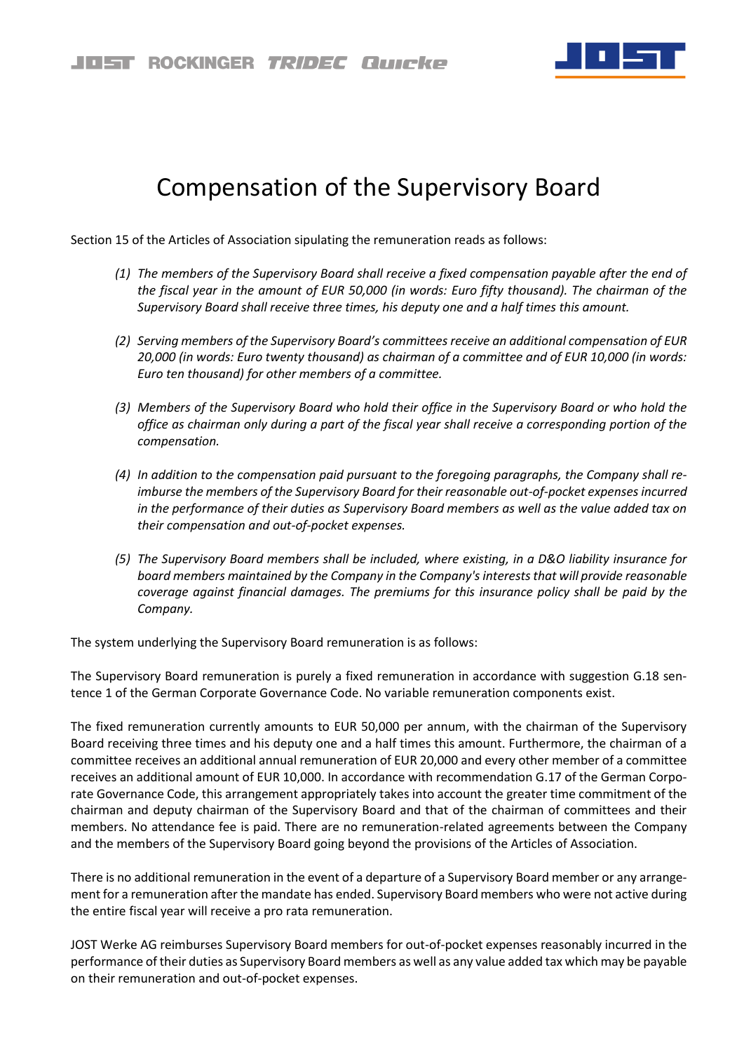# Compensation of the Supervisory Board

Section 15 of the Articles of Association sipulating the remuneration reads as follows:

*(1) The members of the Supervisory Board shall receive a fixed compensation payable after the end of the fiscal year in the amount of EUR 50,000 (in words: Euro fifty thousand). The chairman of the Supervisory Board shall receive three times, his deputy one and a half times this amount.*

*(2) Serving members of the Supervisory Board's committees receive an additional compensation of EUR 20,000 (in words: Euro twenty thousand) as chairman of a committee and of EUR 10,000 (in words: Euro ten thousand) for other members of a committee.*

*(3) Members of the Supervisory Board who hold their office in the Supervisory Board or who hold the office as chairman only during a part of the fiscal year shall receive a corresponding portion of the compensation.*

*(4) In addition to the compensation paid pursuant to the foregoing paragraphs, the Company shall reimburse the members of the Supervisory Board for their reasonable out-of-pocket expenses incurred in the performance of their duties as Supervisory Board members as well as the value added tax on their compensation and out-of-pocket expenses.*

*(5) The Supervisory Board members shall be included, where existing, in a D&O liability insurance for board members maintained by the Company in the Company's interests that will provide reasonable coverage against financial damages. The premiums for this insurance policy shall be paid by the Company.*

The system underlying the Supervisory Board remuneration is as follows:

The Supervisory Board remuneration is purely a fixed remuneration in accordance with suggestion G.18 sentence 1 of the German Corporate Governance Code. No variable remuneration components exist.

The fixed remuneration currently amounts to EUR 50,000 per annum, with the chairman of the Supervisory Board receiving three times and his deputy one and a half times this amount. Furthermore, the chairman of a committee receives an additional annual remuneration of EUR 20,000 and every other member of a committee receives an additional amount of EUR 10,000. In accordance with recommendation G.17 of the German Corporate Governance Code, this arrangement appropriately takes into account the greater time commitment of the chairman and deputy chairman of the Supervisory Board and that of the chairman of committees and their members. No attendance fee is paid. There are no remuneration-related agreements between the Company and the members of the Supervisory Board going beyond the provisions of the Articles of Association.

There is no additional remuneration in the event of a departure of a Supervisory Board member or any arrangement for a remuneration after the mandate has ended. Supervisory Board members who were not active during the entire fiscal year will receive a pro rata remuneration.

JOST Werke AG reimburses Supervisory Board members for out-of-pocket expenses reasonably incurred in the performance of their duties as Supervisory Board members as well as any value added tax which may be payable on their remuneration and out-of-pocket expenses.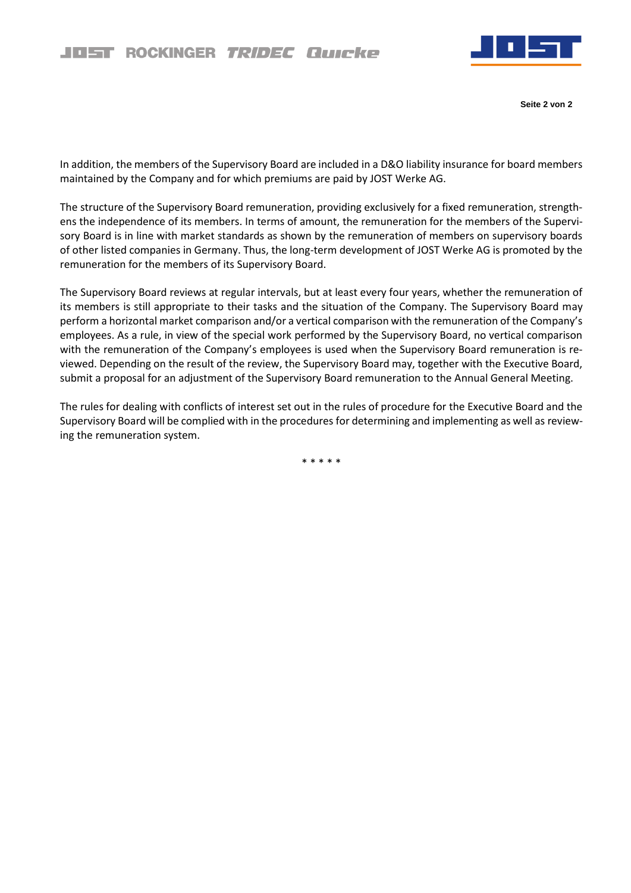In addition, the members of the Supervisory Board are included in a D&O liability insurance for board members maintained by the Company and for which premiums are paid by JOST Werke AG.

The structure of the Supervisory Board remuneration, providing exclusively for a fixed remuneration, strengthens the independence of its members. In terms of amount, the remuneration for the members of the Supervisory Board is in line with market standards as shown by the remuneration of members on supervisory boards of other listed companies in Germany. Thus, the long-term development of JOST Werke AG is promoted by the remuneration for the members of its Supervisory Board.

The Supervisory Board reviews at regular intervals, but at least every four years, whether the remuneration of its members is still appropriate to their tasks and the situation of the Company. The Supervisory Board may perform a horizontal market comparison and/or a vertical comparison with the remuneration of the Company's employees. As a rule, in view of the special work performed by the Supervisory Board, no vertical comparison with the remuneration of the Company's employees is used when the Supervisory Board remuneration is reviewed. Depending on the result of the review, the Supervisory Board may, together with the Executive Board, submit a proposal for an adjustment of the Supervisory Board remuneration to the Annual General Meeting.

The rules for dealing with conflicts of interest set out in the rules of procedure for the Executive Board and the Supervisory Board will be complied with in the procedures for determining and implementing as well as reviewing the remuneration system.

\* \* \* \* \*